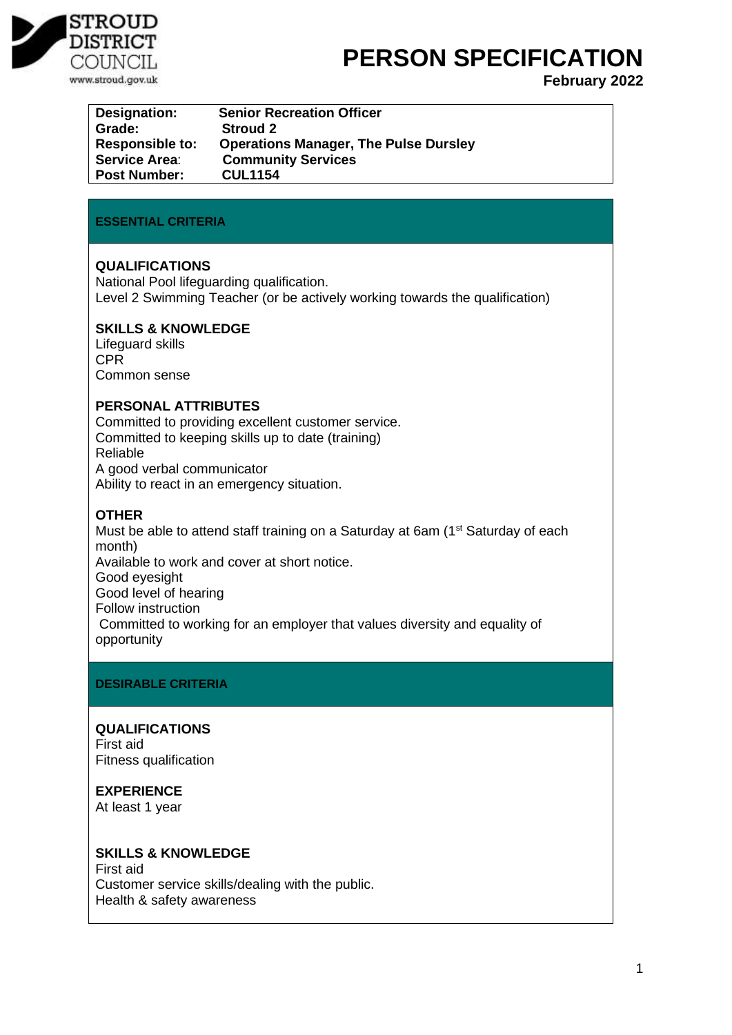STROUD DISTRICT COUNCIL
www.stroud.gov.uk

# PERSON SPECIFICATION

**February 2022**

| | |
|---|---|
| **Designation:** | **Senior Recreation Officer** |
| **Grade:** | **Stroud 2** |
| **Responsible to:** | **Operations Manager, The Pulse Dursley** |
| **Service Area:** | **Community Services** |
| **Post Number:** | **CUL1154** |

## ESSENTIAL CRITERIA

### QUALIFICATIONS

National Pool lifeguarding qualification.
Level 2 Swimming Teacher (or be actively working towards the qualification)

### SKILLS & KNOWLEDGE

Lifeguard skills
CPR
Common sense

### PERSONAL ATTRIBUTES

Committed to providing excellent customer service.
Committed to keeping skills up to date (training)
Reliable
A good verbal communicator
Ability to react in an emergency situation.

### OTHER

Must be able to attend staff training on a Saturday at 6am (1st Saturday of each month)
Available to work and cover at short notice.
Good eyesight
Good level of hearing
Follow instruction
Committed to working for an employer that values diversity and equality of opportunity

## DESIRABLE CRITERIA

### QUALIFICATIONS

First aid
Fitness qualification

### EXPERIENCE

At least 1 year

### SKILLS & KNOWLEDGE

First aid
Customer service skills/dealing with the public.
Health & safety awareness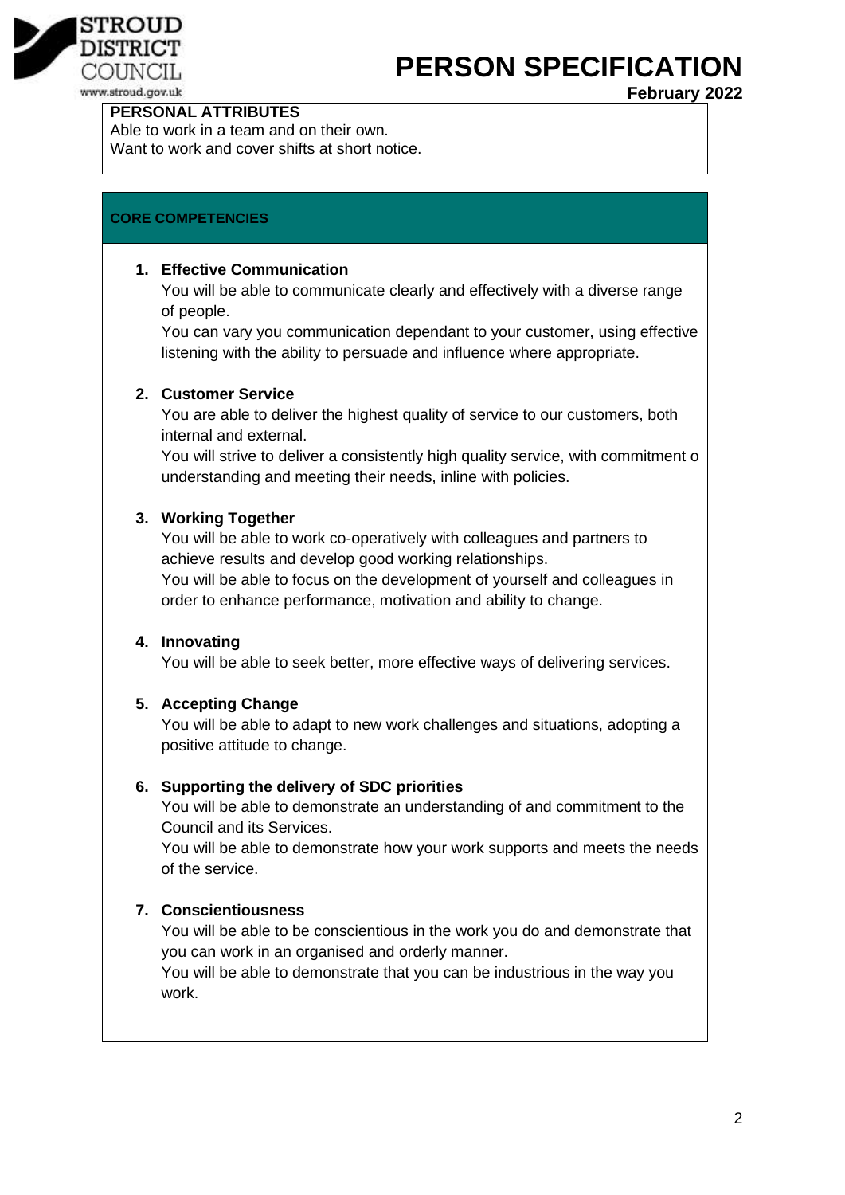# PERSON SPECIFICATION

**February 2022**

**PERSONAL ATTRIBUTES**

Able to work in a team and on their own.
Want to work and cover shifts at short notice.

**CORE COMPETENCIES**

1. **Effective Communication**
   You will be able to communicate clearly and effectively with a diverse range of people.
   You can vary you communication dependant to your customer, using effective listening with the ability to persuade and influence where appropriate.

2. **Customer Service**
   You are able to deliver the highest quality of service to our customers, both internal and external.
   You will strive to deliver a consistently high quality service, with commitment o understanding and meeting their needs, inline with policies.

3. **Working Together**
   You will be able to work co-operatively with colleagues and partners to achieve results and develop good working relationships.
   You will be able to focus on the development of yourself and colleagues in order to enhance performance, motivation and ability to change.

4. **Innovating**
   You will be able to seek better, more effective ways of delivering services.

5. **Accepting Change**
   You will be able to adapt to new work challenges and situations, adopting a positive attitude to change.

6. **Supporting the delivery of SDC priorities**
   You will be able to demonstrate an understanding of and commitment to the Council and its Services.
   You will be able to demonstrate how your work supports and meets the needs of the service.

7. **Conscientiousness**
   You will be able to be conscientious in the work you do and demonstrate that you can work in an organised and orderly manner.
   You will be able to demonstrate that you can be industrious in the way you work.